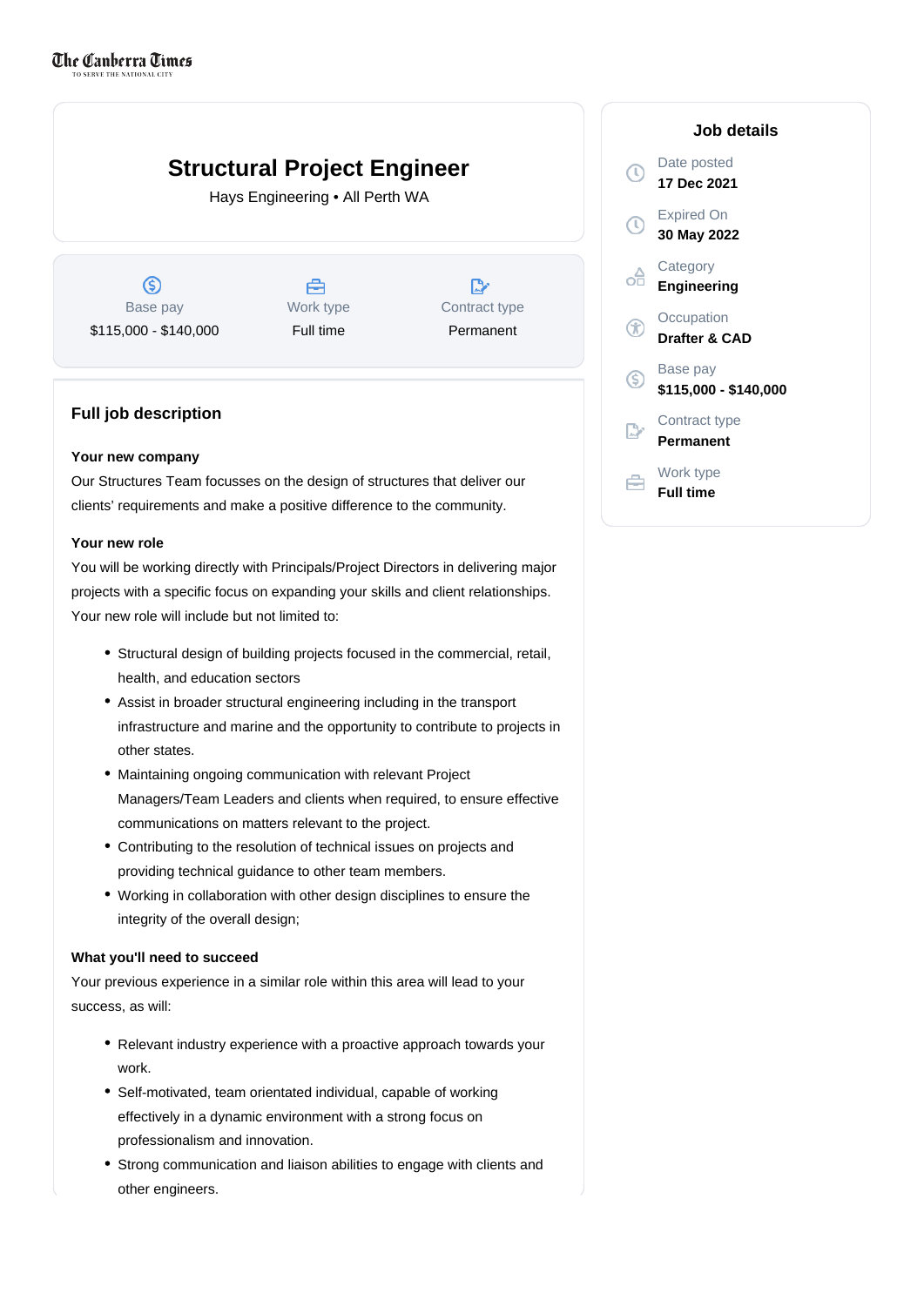The Canberra Times
TO SERVE THE NATIONAL CITY

# Structural Project Engineer

Hays Engineering • All Perth WA

| Base pay | Work type | Contract type |
|---|---|---|
| $115,000 - $140,000 | Full time | Permanent |

## Job details

Date posted
**17 Dec 2021**

Expired On
**30 May 2022**

Category
**Engineering**

Occupation
**Drafter & CAD**

Base pay
**$115,000 - $140,000**

Contract type
**Permanent**

Work type
**Full time**

## Full job description

**Your new company**

Our Structures Team focusses on the design of structures that deliver our clients' requirements and make a positive difference to the community.

**Your new role**

You will be working directly with Principals/Project Directors in delivering major projects with a specific focus on expanding your skills and client relationships. Your new role will include but not limited to:

- Structural design of building projects focused in the commercial, retail, health, and education sectors
- Assist in broader structural engineering including in the transport infrastructure and marine and the opportunity to contribute to projects in other states.
- Maintaining ongoing communication with relevant Project Managers/Team Leaders and clients when required, to ensure effective communications on matters relevant to the project.
- Contributing to the resolution of technical issues on projects and providing technical guidance to other team members.
- Working in collaboration with other design disciplines to ensure the integrity of the overall design;

**What you'll need to succeed**

Your previous experience in a similar role within this area will lead to your success, as will:

- Relevant industry experience with a proactive approach towards your work.
- Self-motivated, team orientated individual, capable of working effectively in a dynamic environment with a strong focus on professionalism and innovation.
- Strong communication and liaison abilities to engage with clients and other engineers.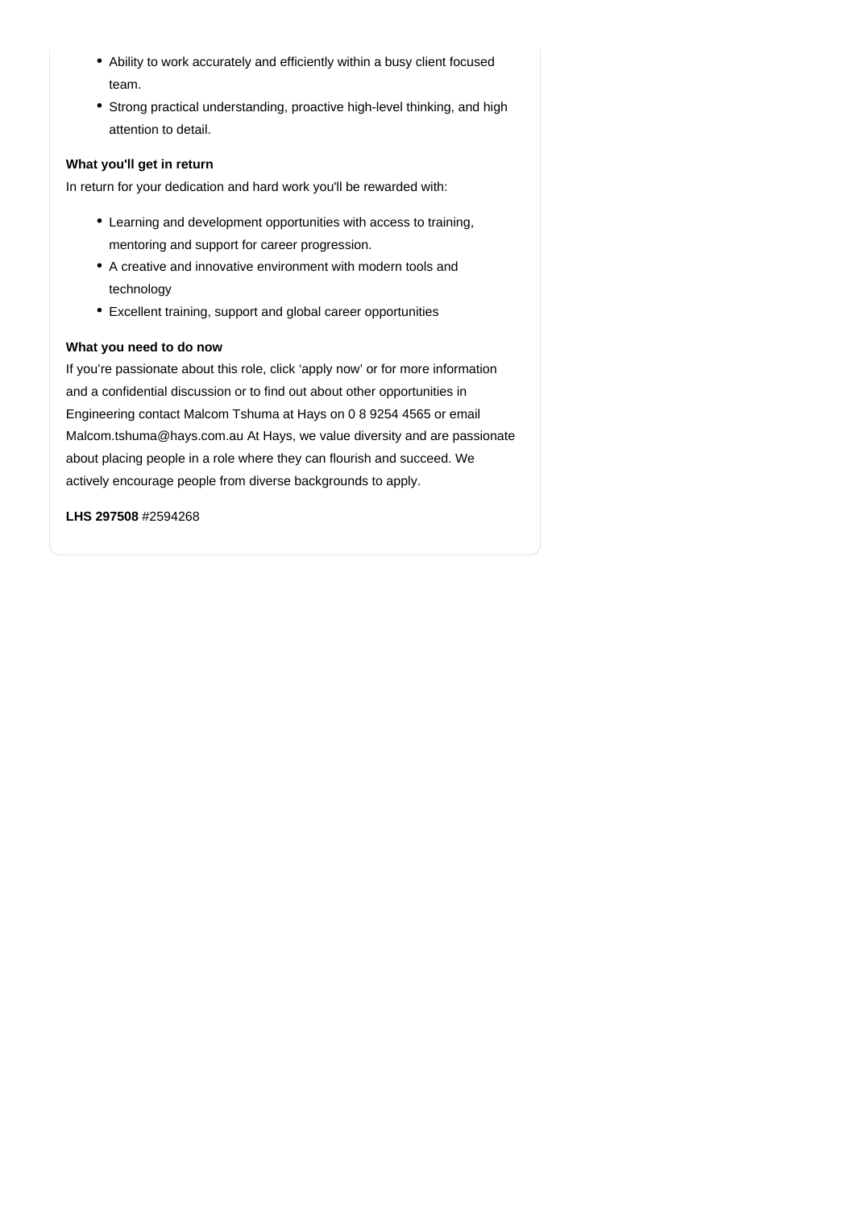- Ability to work accurately and efficiently within a busy client focused team.
- Strong practical understanding, proactive high-level thinking, and high attention to detail.

**What you'll get in return**

In return for your dedication and hard work you'll be rewarded with:

- Learning and development opportunities with access to training, mentoring and support for career progression.
- A creative and innovative environment with modern tools and technology
- Excellent training, support and global career opportunities

**What you need to do now**

If you're passionate about this role, click 'apply now' or for more information and a confidential discussion or to find out about other opportunities in Engineering contact Malcom Tshuma at Hays on 0 8 9254 4565 or email Malcom.tshuma@hays.com.au At Hays, we value diversity and are passionate about placing people in a role where they can flourish and succeed. We actively encourage people from diverse backgrounds to apply.

**LHS 297508** #2594268